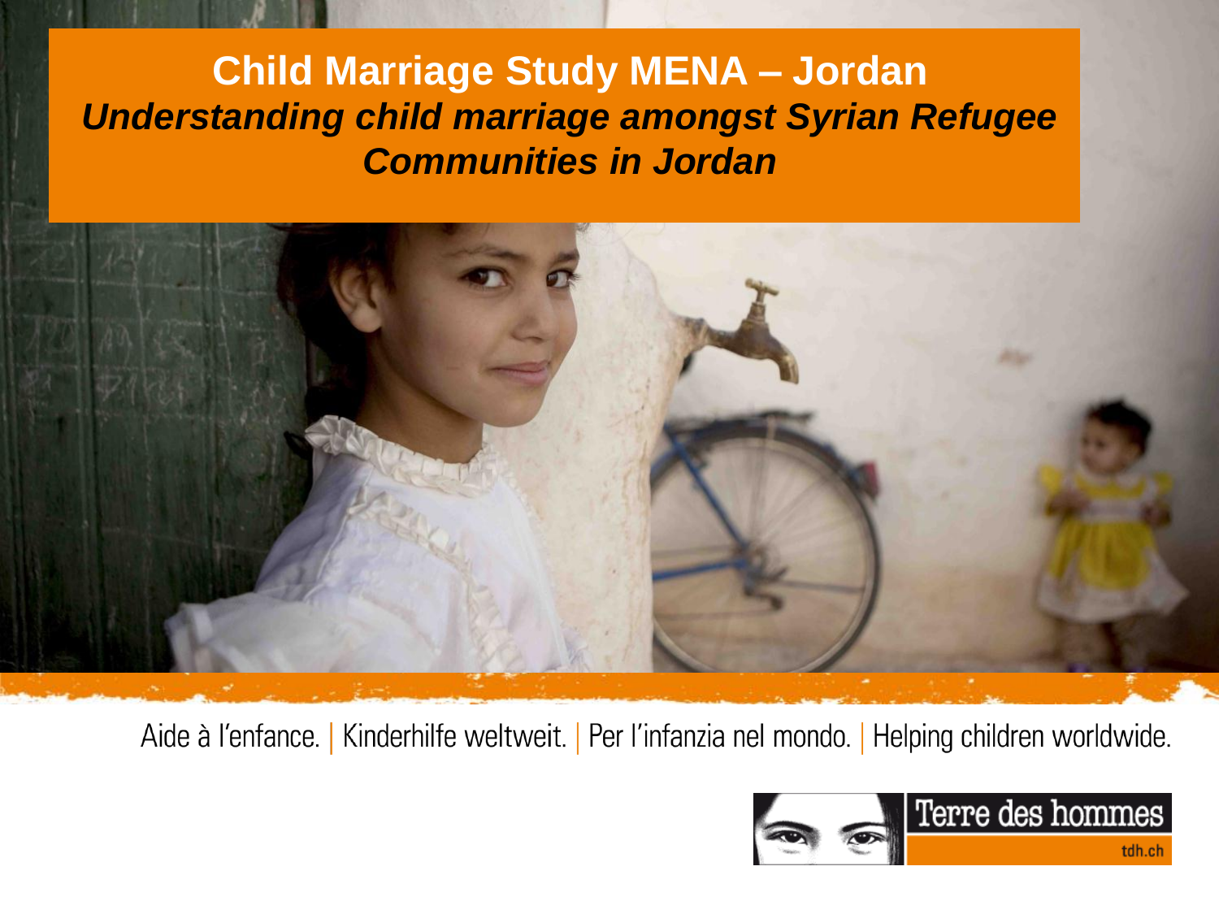# Child Marriage Study MENA – Jordan

## *Understanding child marriage amongst Syrian Refugee Communities in Jordan*

Aide à l'enfance. | Kinderhilfe weltweit. | Per l'infanzia nel mondo. | Helping children worldwide.

Terre des hommes

tdh.ch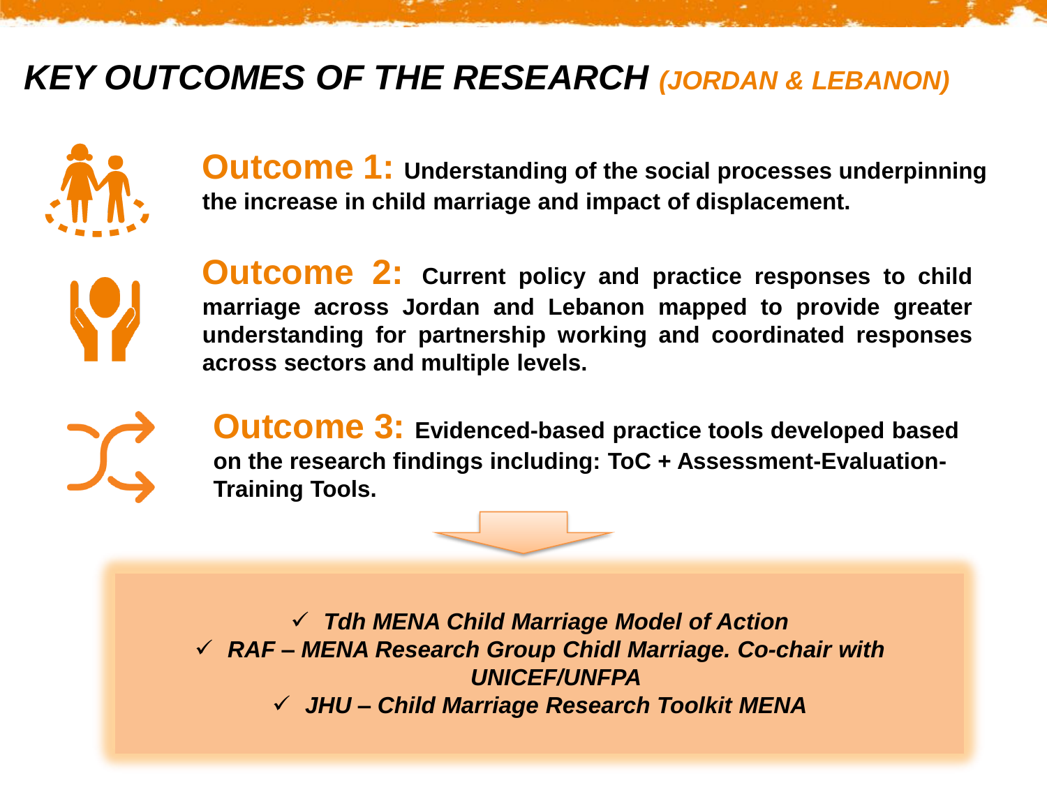# *KEY OUTCOMES OF THE RESEARCH (JORDAN & LEBANON)*

**Outcome 1:** **Understanding of the social processes underpinning the increase in child marriage and impact of displacement.**

**Outcome 2:** **Current policy and practice responses to child marriage across Jordan and Lebanon mapped to provide greater understanding for partnership working and coordinated responses across sectors and multiple levels.**

**Outcome 3:** **Evidenced-based practice tools developed based on the research findings including: ToC + Assessment-Evaluation-Training Tools.**

- ✓ ***Tdh MENA Child Marriage Model of Action***
- ✓ ***RAF – MENA Research Group Chidl Marriage. Co-chair with UNICEF/UNFPA***
- ✓ ***JHU – Child Marriage Research Toolkit MENA***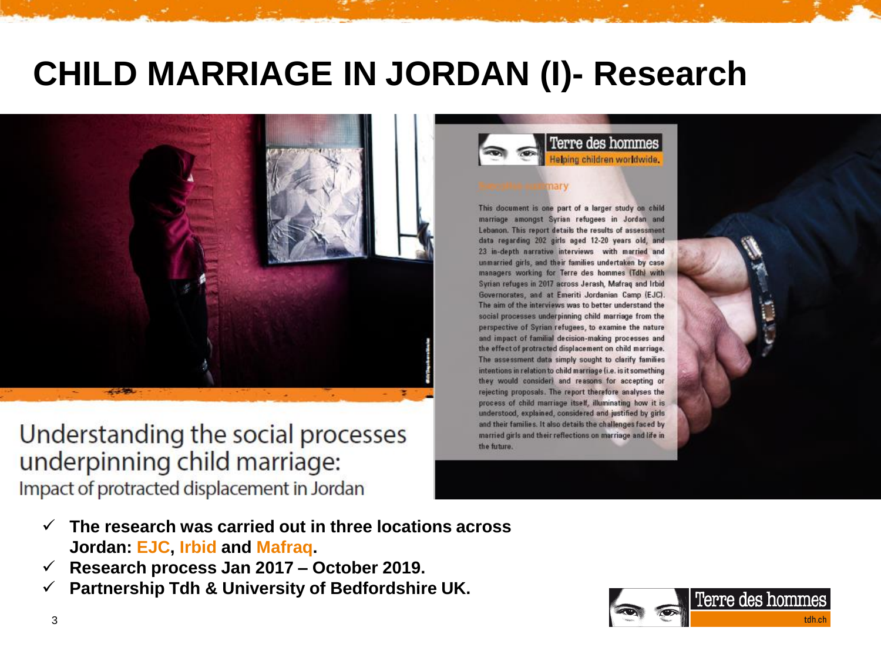# CHILD MARRIAGE IN JORDAN (I)- Research

Understanding the social processes underpinning child marriage:

Impact of protracted displacement in Jordan

Terre des hommes
Helping children worldwide.

Executive summary

This document is one part of a larger study on child marriage amongst Syrian refugees in Jordan and Lebanon. This report details the results of assessment data regarding 202 girls aged 12-20 years old, and 23 in-depth narrative interviews with married and unmarried girls, and their families undertaken by case managers working for Terre des hommes (Tdh) with Syrian refugees in 2017 across Jerash, Mafraq and Irbid Governorates, and at Emeriti Jordanian Camp (EJC). The aim of the interviews was to better understand the social processes underpinning child marriage from the perspective of Syrian refugees, to examine the nature and impact of familial decision-making processes and the effect of protracted displacement on child marriage. The assessment data simply sought to clarify families intentions in relation to child marriage (i.e. is it something they would consider) and reasons for accepting or rejecting proposals. The report therefore analyses the process of child marriage itself, illuminating how it is understood, explained, considered and justified by girls and their families. It also details the challenges faced by married girls and their reflections on marriage and life in the future.

- ✓ **The research was carried out in three locations across Jordan: EJC, Irbid and Mafraq.**
- ✓ **Research process Jan 2017 – October 2019.**
- ✓ **Partnership Tdh & University of Bedfordshire UK.**

Terre des hommes
tdh.ch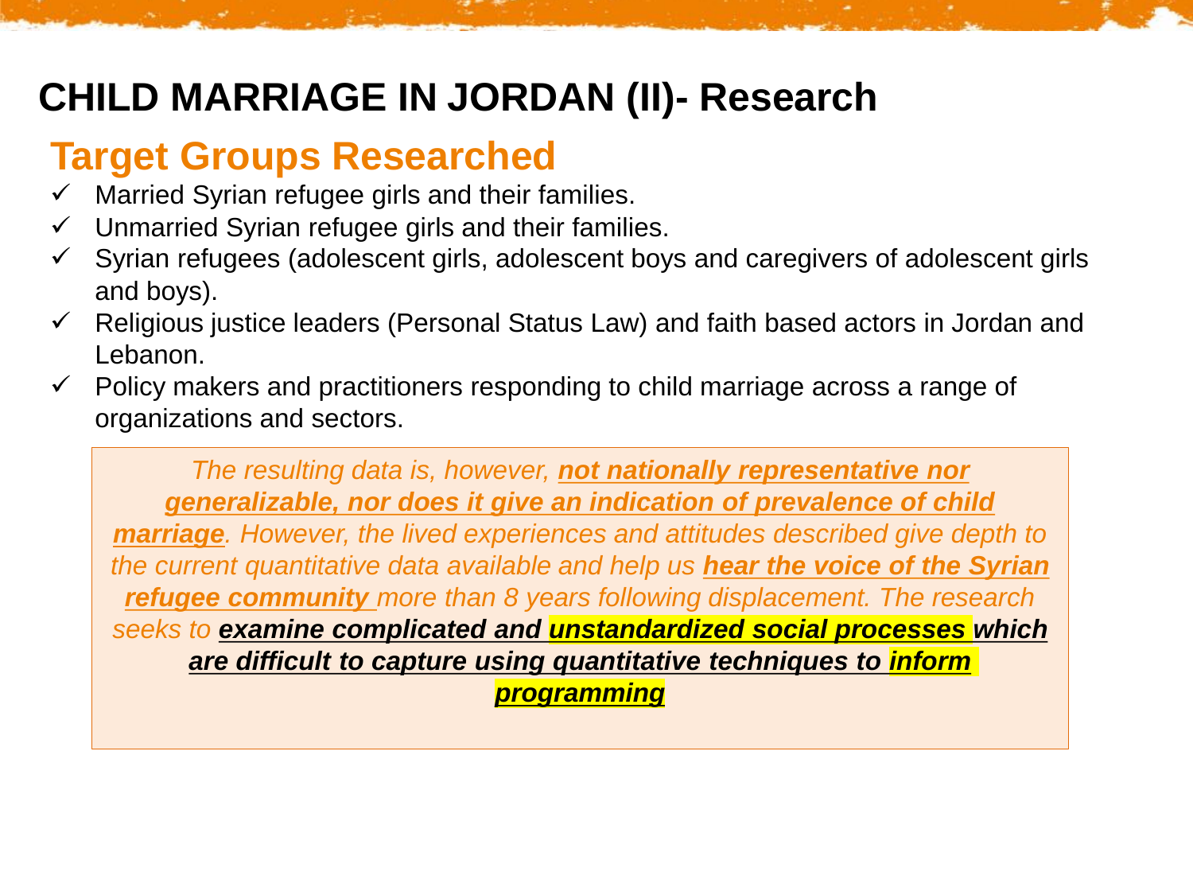# CHILD MARRIAGE IN JORDAN (II)- Research

## Target Groups Researched

- ✓ Married Syrian refugee girls and their families.
- ✓ Unmarried Syrian refugee girls and their families.
- ✓ Syrian refugees (adolescent girls, adolescent boys and caregivers of adolescent girls and boys).
- ✓ Religious justice leaders (Personal Status Law) and faith based actors in Jordan and Lebanon.
- ✓ Policy makers and practitioners responding to child marriage across a range of organizations and sectors.

*The resulting data is, however, **not nationally representative nor generalizable, nor does it give an indication of prevalence of child marriage**. However, the lived experiences and attitudes described give depth to the current quantitative data available and help us **hear the voice of the Syrian refugee community** more than 8 years following displacement. The research seeks to **examine complicated and unstandardized social processes which are difficult to capture using quantitative techniques to inform programming***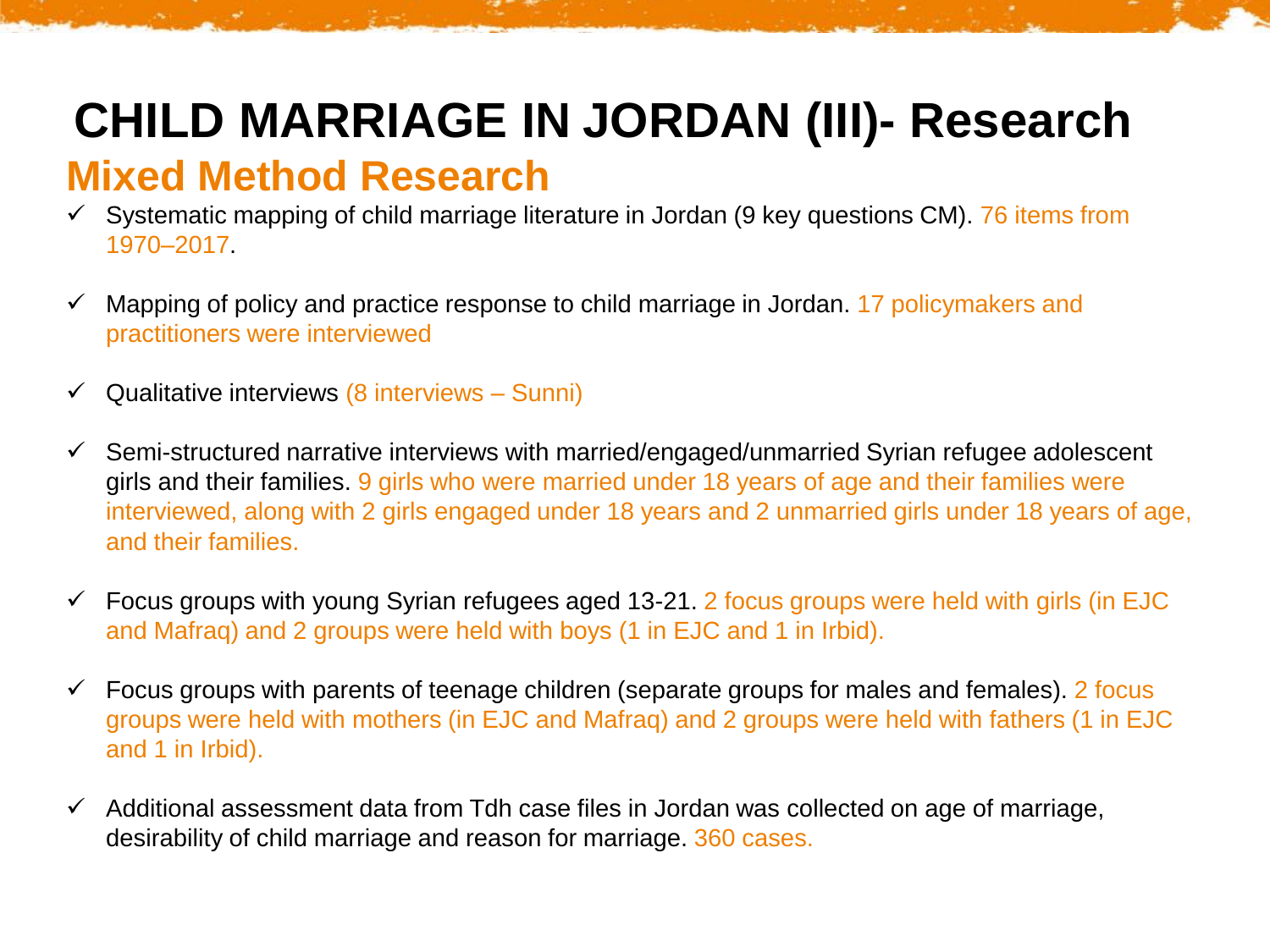# CHILD MARRIAGE IN JORDAN (III)- Research

## Mixed Method Research

- ✓ Systematic mapping of child marriage literature in Jordan (9 key questions CM). 76 items from 1970–2017.
- ✓ Mapping of policy and practice response to child marriage in Jordan. 17 policymakers and practitioners were interviewed
- ✓ Qualitative interviews (8 interviews – Sunni)
- ✓ Semi-structured narrative interviews with married/engaged/unmarried Syrian refugee adolescent girls and their families. 9 girls who were married under 18 years of age and their families were interviewed, along with 2 girls engaged under 18 years and 2 unmarried girls under 18 years of age, and their families.
- ✓ Focus groups with young Syrian refugees aged 13-21. 2 focus groups were held with girls (in EJC and Mafraq) and 2 groups were held with boys (1 in EJC and 1 in Irbid).
- ✓ Focus groups with parents of teenage children (separate groups for males and females). 2 focus groups were held with mothers (in EJC and Mafraq) and 2 groups were held with fathers (1 in EJC and 1 in Irbid).
- ✓ Additional assessment data from Tdh case files in Jordan was collected on age of marriage, desirability of child marriage and reason for marriage. 360 cases.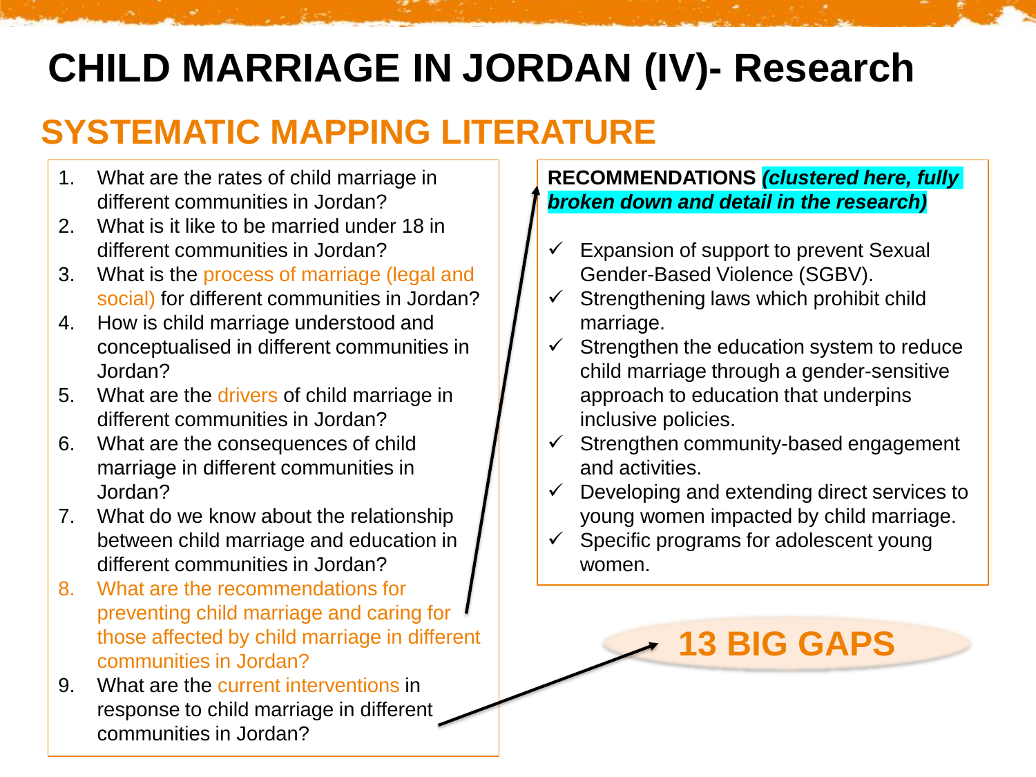# CHILD MARRIAGE IN JORDAN (IV)- Research

## SYSTEMATIC MAPPING LITERATURE

1. What are the rates of child marriage in different communities in Jordan?
2. What is it like to be married under 18 in different communities in Jordan?
3. What is the process of marriage (legal and social) for different communities in Jordan?
4. How is child marriage understood and conceptualised in different communities in Jordan?
5. What are the drivers of child marriage in different communities in Jordan?
6. What are the consequences of child marriage in different communities in Jordan?
7. What do we know about the relationship between child marriage and education in different communities in Jordan?
8. What are the recommendations for preventing child marriage and caring for those affected by child marriage in different communities in Jordan?
9. What are the current interventions in response to child marriage in different communities in Jordan?

**RECOMMENDATIONS** ***(clustered here, fully broken down and detail in the research)***

- ✓ Expansion of support to prevent Sexual Gender-Based Violence (SGBV).
- ✓ Strengthening laws which prohibit child marriage.
- ✓ Strengthen the education system to reduce child marriage through a gender-sensitive approach to education that underpins inclusive policies.
- ✓ Strengthen community-based engagement and activities.
- ✓ Developing and extending direct services to young women impacted by child marriage.
- ✓ Specific programs for adolescent young women.

**13 BIG GAPS**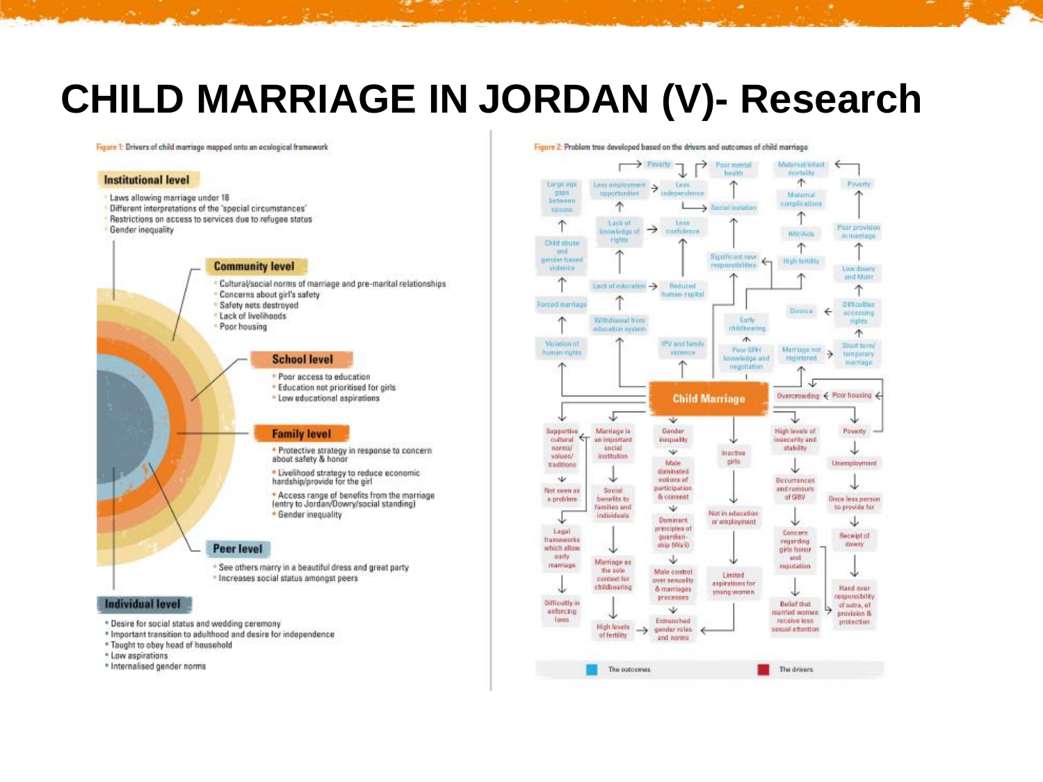# CHILD MARRIAGE IN JORDAN (V)- Research

Figure 1: Drivers of child marriage mapped onto an ecological framework

## Institutional level

- Laws allowing marriage under 18
- Different interpretations of the 'special circumstances'
- Restrictions on access to services due to refugee status
- Gender inequality

## Community level

- Cultural/social norms of marriage and pre-marital relationships
- Concerns about girl's safety
- Safety nets destroyed
- Lack of livelihoods
- Poor housing

## School level

- Poor access to education
- Education not prioritised for girls
- Low educational aspirations

## Family level

- Protective strategy in response to concern about safety & honor
- Livelihood strategy to reduce economic hardship/provide for the girl
- Access range of benefits from the marriage (entry to Jordan/Dowry/social standing)
- Gender inequality

## Peer level

- See others marry in a beautiful dress and great party
- Increases social status amongst peers

## Individual level

- Desire for social status and wedding ceremony
- Important transition to adulthood and desire for independence
- Taught to obey head of household
- Low aspirations
- Internalised gender norms

Figure 2: Problem tree developed based on the drivers and outcomes of child marriage

**Child Marriage**

The outcomes:

- Poverty
- Poor mental health
- Maternal/infant mortality
- Poverty
- Large age gaps between spouse
- Less employment opportunities
- Less independence
- Maternal complications
- Social isolation
- Child abuse and gender-based violence
- Lack of knowledge of rights
- Less confidence
- HIV/Aids
- Poor provision in marriage
- Significant new responsibilities
- High fertility
- Low dowry and Mahr
- Forced marriage
- Lack of education
- Reduced human capital
- Divorce
- Difficulties accessing rights
- Withdrawal from education system
- Early childbearing
- Violation of human rights
- IPV and family violence
- Poor SRH knowledge and negotiation
- Marriage not registered
- Short term/ temporary marriage
- Overcrowding
- Poor housing

The drivers:

- Supportive cultural norms/ values/ traditions
- Marriage is an important social institution
- Gender inequality
- Inactive girls
- High levels of insecurity and stability
- Poverty
- Not seen as a problem
- Social benefits to families and individuals
- Male dominated notions of participation & consent
- Occurrences and rumours of GBV
- Unemployment
- Legal frameworks which allow early marriage
- Dominant principles of guardianship (Wali)
- Not in education or employment
- Concern regarding girls honor and reputation
- Once less person to provide for
- Receipt of dowry
- Marriage as the sole context for childbearing
- Male control over sexuality & marriages processes
- Limited aspirations for young women
- Difficulty in enforcing laws
- Belief that married women receive less sexual attention
- Hand over responsibility of extra, of provision & protection
- High levels of fertility
- Entrenched gender roles and norms

The outcomes | The drivers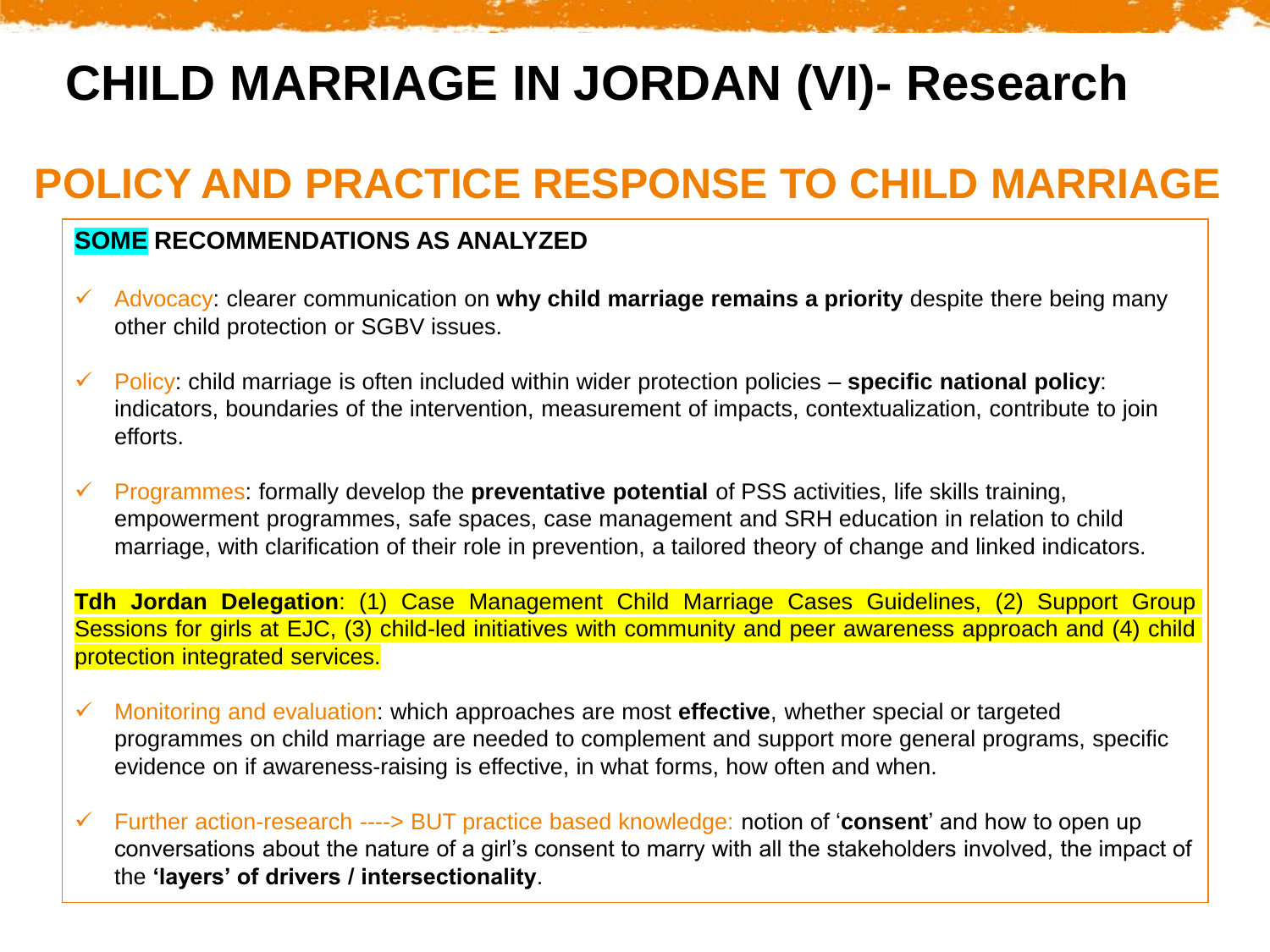# CHILD MARRIAGE IN JORDAN (VI)- Research

## POLICY AND PRACTICE RESPONSE TO CHILD MARRIAGE

**SOME RECOMMENDATIONS AS ANALYZED**

- ✓ Advocacy: clearer communication on **why child marriage remains a priority** despite there being many other child protection or SGBV issues.
- ✓ Policy: child marriage is often included within wider protection policies – **specific national policy**: indicators, boundaries of the intervention, measurement of impacts, contextualization, contribute to join efforts.
- ✓ Programmes: formally develop the **preventative potential** of PSS activities, life skills training, empowerment programmes, safe spaces, case management and SRH education in relation to child marriage, with clarification of their role in prevention, a tailored theory of change and linked indicators.

**Tdh Jordan Delegation**: (1) Case Management Child Marriage Cases Guidelines, (2) Support Group Sessions for girls at EJC, (3) child-led initiatives with community and peer awareness approach and (4) child protection integrated services.

- ✓ Monitoring and evaluation: which approaches are most **effective**, whether special or targeted programmes on child marriage are needed to complement and support more general programs, specific evidence on if awareness-raising is effective, in what forms, how often and when.
- ✓ Further action-research ----> BUT practice based knowledge: notion of '**consent**' and how to open up conversations about the nature of a girl's consent to marry with all the stakeholders involved, the impact of the **'layers' of drivers / intersectionality**.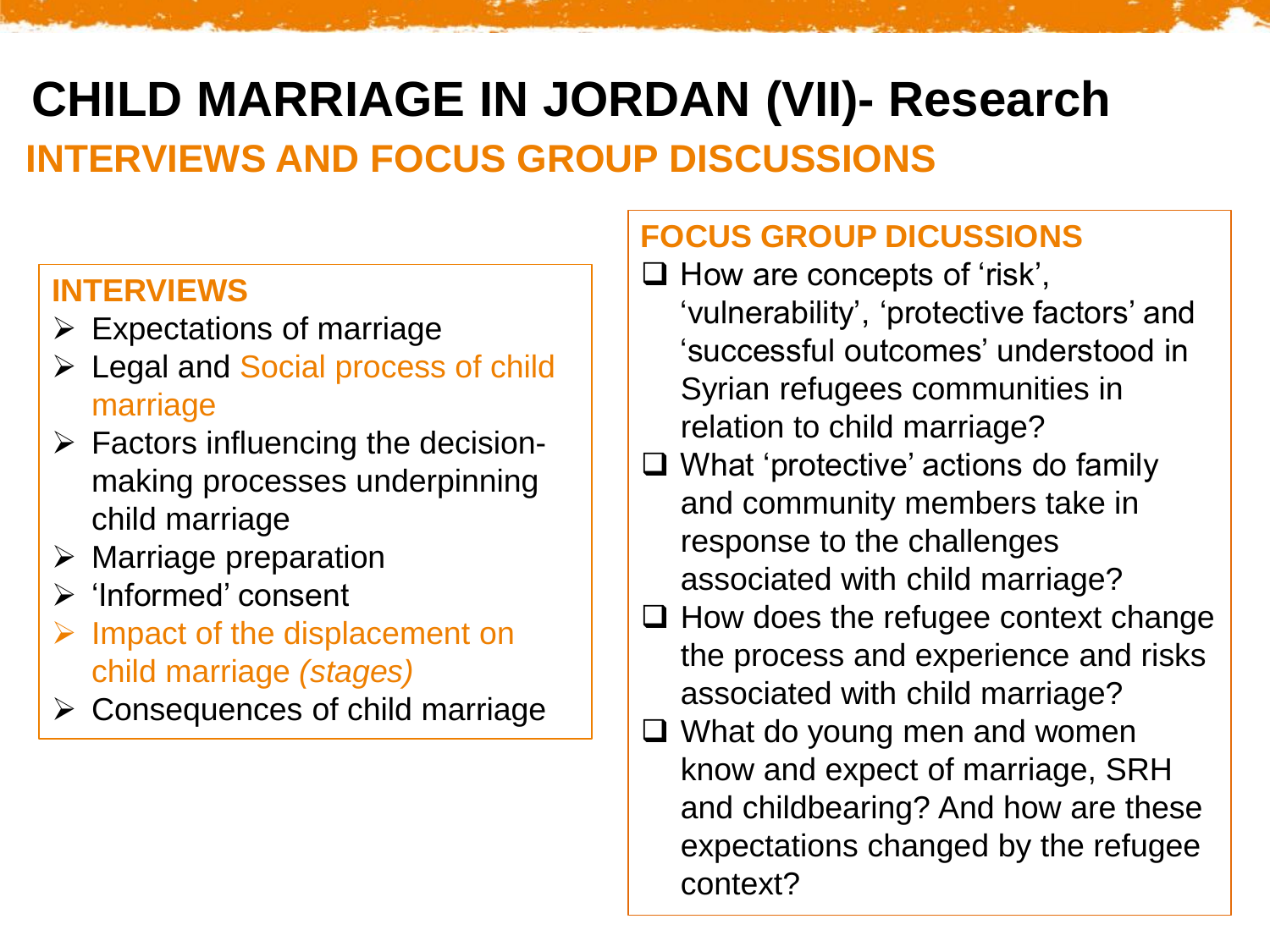# CHILD MARRIAGE IN JORDAN (VII)- Research

## INTERVIEWS AND FOCUS GROUP DISCUSSIONS

### INTERVIEWS

- Expectations of marriage
- Legal and Social process of child marriage
- Factors influencing the decision-making processes underpinning child marriage
- Marriage preparation
- 'Informed' consent
- Impact of the displacement on child marriage *(stages)*
- Consequences of child marriage

### FOCUS GROUP DICUSSIONS

- How are concepts of 'risk', 'vulnerability', 'protective factors' and 'successful outcomes' understood in Syrian refugees communities in relation to child marriage?
- What 'protective' actions do family and community members take in response to the challenges associated with child marriage?
- How does the refugee context change the process and experience and risks associated with child marriage?
- What do young men and women know and expect of marriage, SRH and childbearing? And how are these expectations changed by the refugee context?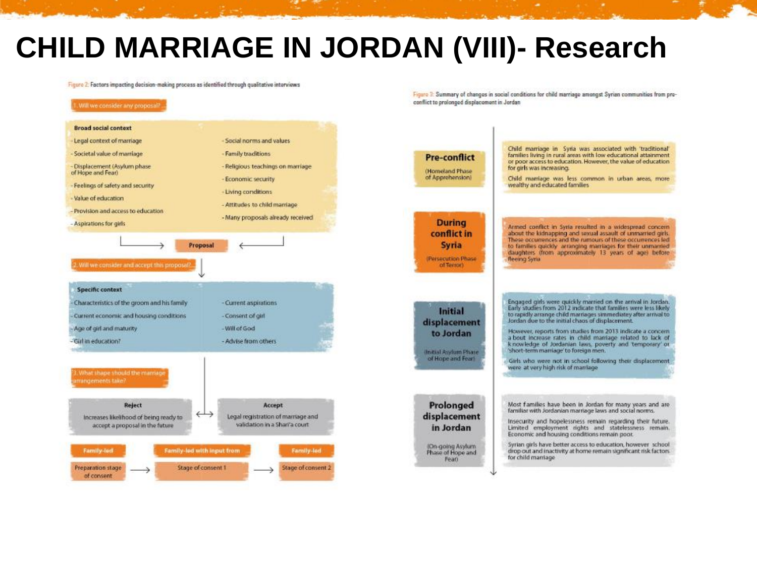# CHILD MARRIAGE IN JORDAN (VIII)- Research

Figure 2: Factors impacting decision-making process as identified through qualitative interviews

**1. Will we consider any proposal?**

**Broad social context**

- Legal context of marriage
- Societal value of marriage
- Displacement (Asylum phase of Hope and Fear)
- Feelings of safety and security
- Value of education
- Provision and access to education
- Aspirations for girls
- Social norms and values
- Family traditions
- Religious teachings on marriage
- Economic security
- Living conditions
- Attitudes to child marriage
- Many proposals already received

→ **Proposal** ←

**2. Will we consider and accept this proposal?**

**Specific context**

- Characteristics of the groom and his family
- Current economic and housing conditions
- Age of girl and maturity
- Girl in education?
- Current aspirations
- Consent of girl
- Will of God
- Advise from others

**3. What shape should the marriage arrangements take?**

| Reject | Accept |
|---|---|
| Increases likelihood of being ready to accept a proposal in the future | Legal registration of marriage and validation in a Shari'a court |

| Family-led | Family-led with input from | Family-led |
|---|---|---|
| Preparation stage of consent → | Stage of consent 1 → | Stage of consent 2 |

Figure 3: Summary of changes in social conditions for child marriage amongst Syrian communities from pre-conflict to prolonged displacement in Jordan

| Phase | Social conditions |
|---|---|
| **Pre-conflict** (Homeland Phase of Apprehension) | Child marriage in Syria was associated with 'traditional' families living in rural areas with low educational attainment or poor access to education. However, the value of education for girls was increasing. Child marriage was less common in urban areas, more wealthy and educated families |
| **During conflict in Syria** (Persecution Phase of Terror) | Armed conflict in Syria resulted in a widespread concern about the kidnapping and sexual assault of unmarried girls. These occurrences and the rumours of these occurrences led to families quickly arranging marriages for their unmarried daughters (from approximately 13 years of age) before fleeing Syria |
| **Initial displacement to Jordan** (Initial Asylum Phase of Hope and Fear) | Engaged girls were quickly married on the arrival in Jordan. Early studies from 2012 indicate that families were less likely to rapidly arrange child marriages simmediatey after arrival to Jordan due to the initial chaos of displacement. However, reports from studies from 2013 indicate a concern a bout increase rates in child marriage related to lack of k nowledge of Jordanian laws, poverty and 'temporary' or 'short-term marriage' to foreign men. Girls who were not in school following their displacement were at very high risk of marriage |
| **Prolonged displacement in Jordan** (On-going Asylum Phase of Hope and Fear) | Most families have been in Jordan for many years and are familiar with Jordanian marriage laws and social norms. Insecurity and hopelessness remain regarding their future. Limited employment rights and statelessness remain. Economic and housing conditions remain poor. Syrian girls have better access to education, however school drop out and inactivity at home remain significant risk factors for child marriage |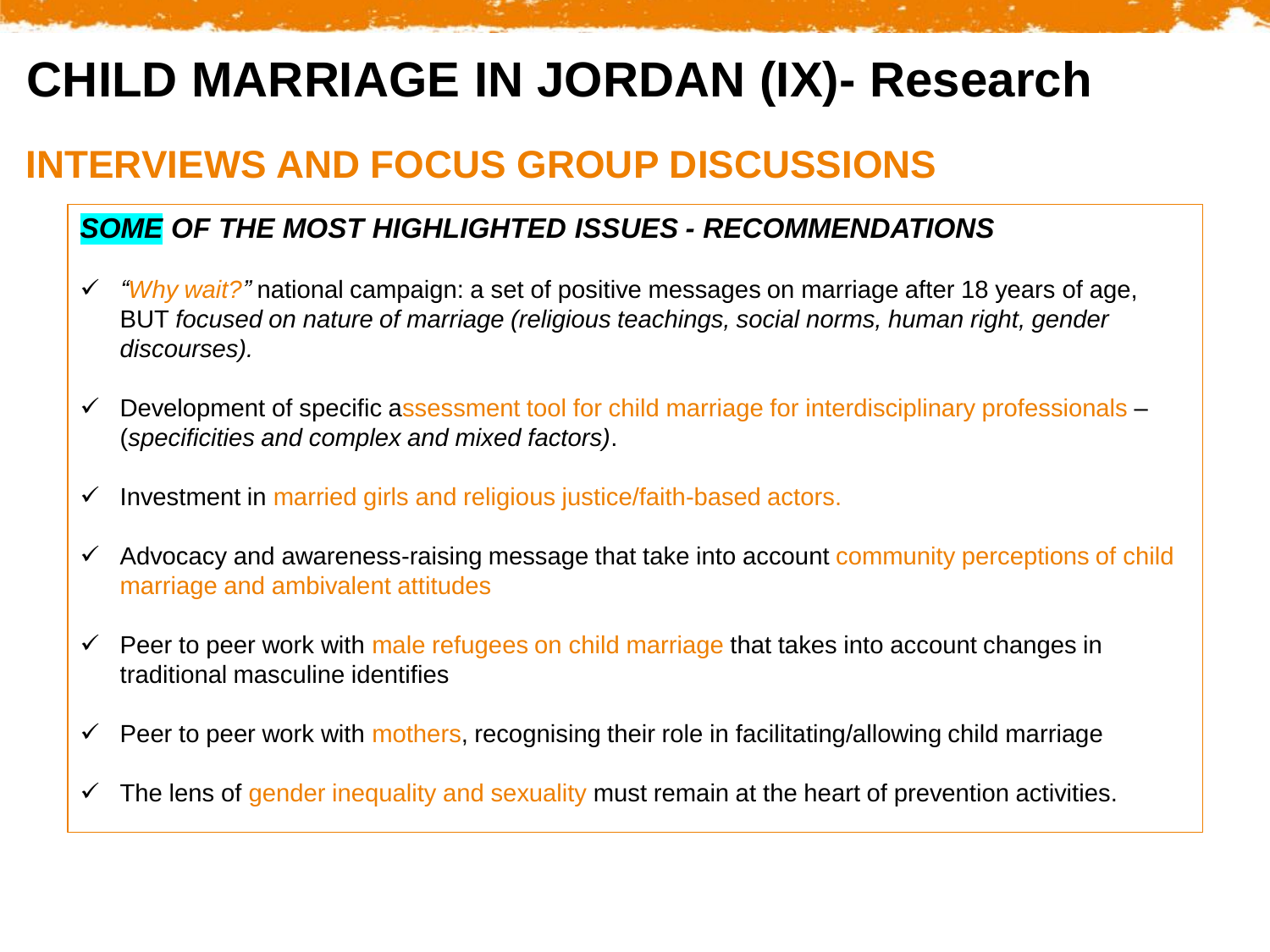# CHILD MARRIAGE IN JORDAN (IX)- Research

## INTERVIEWS AND FOCUS GROUP DISCUSSIONS

### ***SOME* OF THE MOST HIGHLIGHTED ISSUES - RECOMMENDATIONS**

- ✓ *"Why wait?"* national campaign: a set of positive messages on marriage after 18 years of age, BUT *focused on nature of marriage (religious teachings, social norms, human right, gender discourses).*
- ✓ Development of specific assessment tool for child marriage for interdisciplinary professionals – (*specificities and complex and mixed factors)*.
- ✓ Investment in married girls and religious justice/faith-based actors.
- ✓ Advocacy and awareness-raising message that take into account community perceptions of child marriage and ambivalent attitudes
- ✓ Peer to peer work with male refugees on child marriage that takes into account changes in traditional masculine identifies
- ✓ Peer to peer work with mothers, recognising their role in facilitating/allowing child marriage
- ✓ The lens of gender inequality and sexuality must remain at the heart of prevention activities.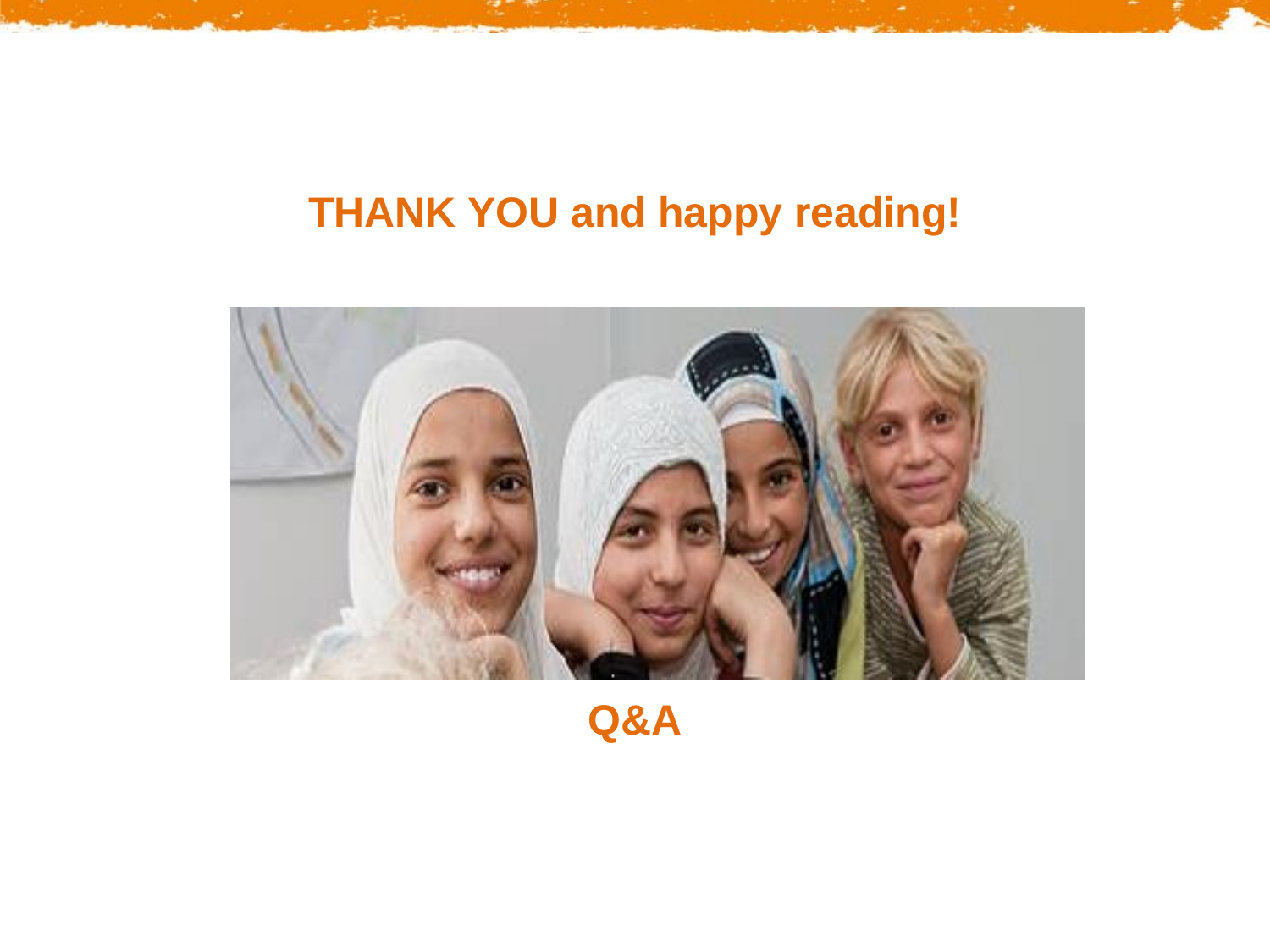# THANK YOU and happy reading!

**Q&A**